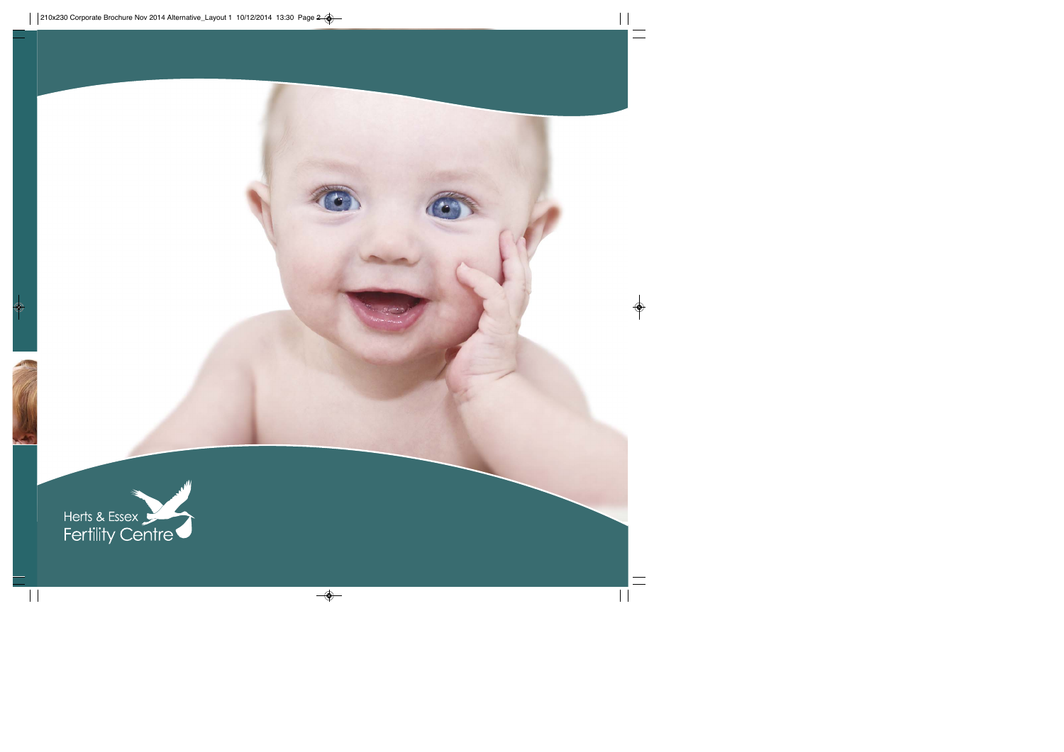Herts & Essex
Fertility Centre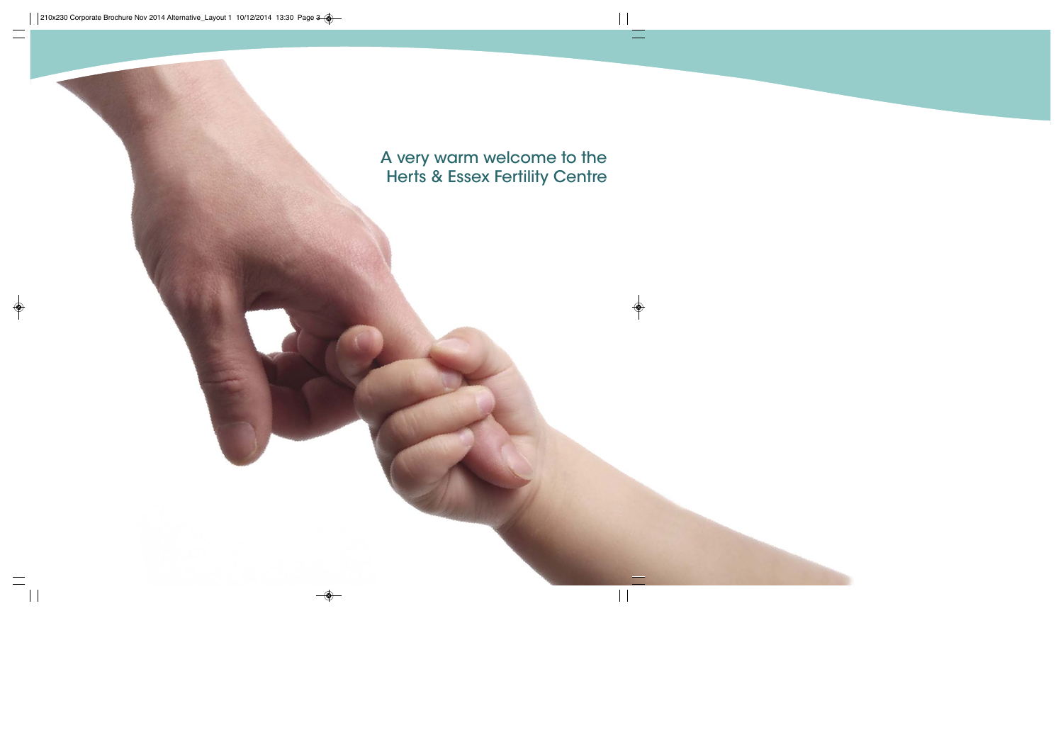A very warm welcome to the Herts & Essex Fertility Centre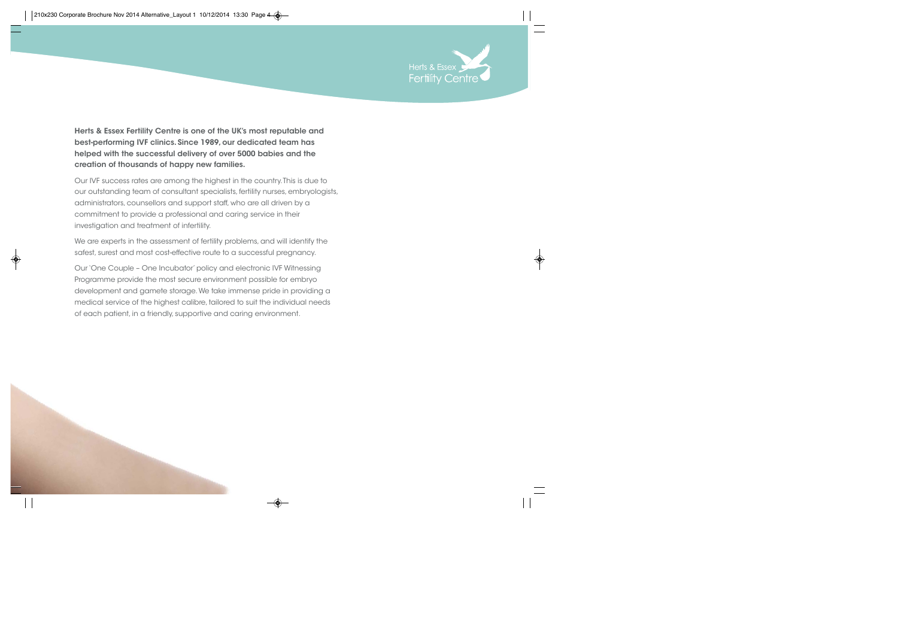**Herts & Essex Fertility Centre is one of the UK's most reputable and best-performing IVF clinics. Since 1989, our dedicated team has helped with the successful delivery of over 5000 babies and the creation of thousands of happy new families.**

Our IVF success rates are among the highest in the country. This is due to our outstanding team of consultant specialists, fertility nurses, embryologists, administrators, counsellors and support staff, who are all driven by a commitment to provide a professional and caring service in their investigation and treatment of infertility.

We are experts in the assessment of fertility problems, and will identify the safest, surest and most cost-effective route to a successful pregnancy.

Our 'One Couple – One Incubator' policy and electronic IVF Witnessing Programme provide the most secure environment possible for embryo development and gamete storage. We take immense pride in providing a medical service of the highest calibre, tailored to suit the individual needs of each patient, in a friendly, supportive and caring environment.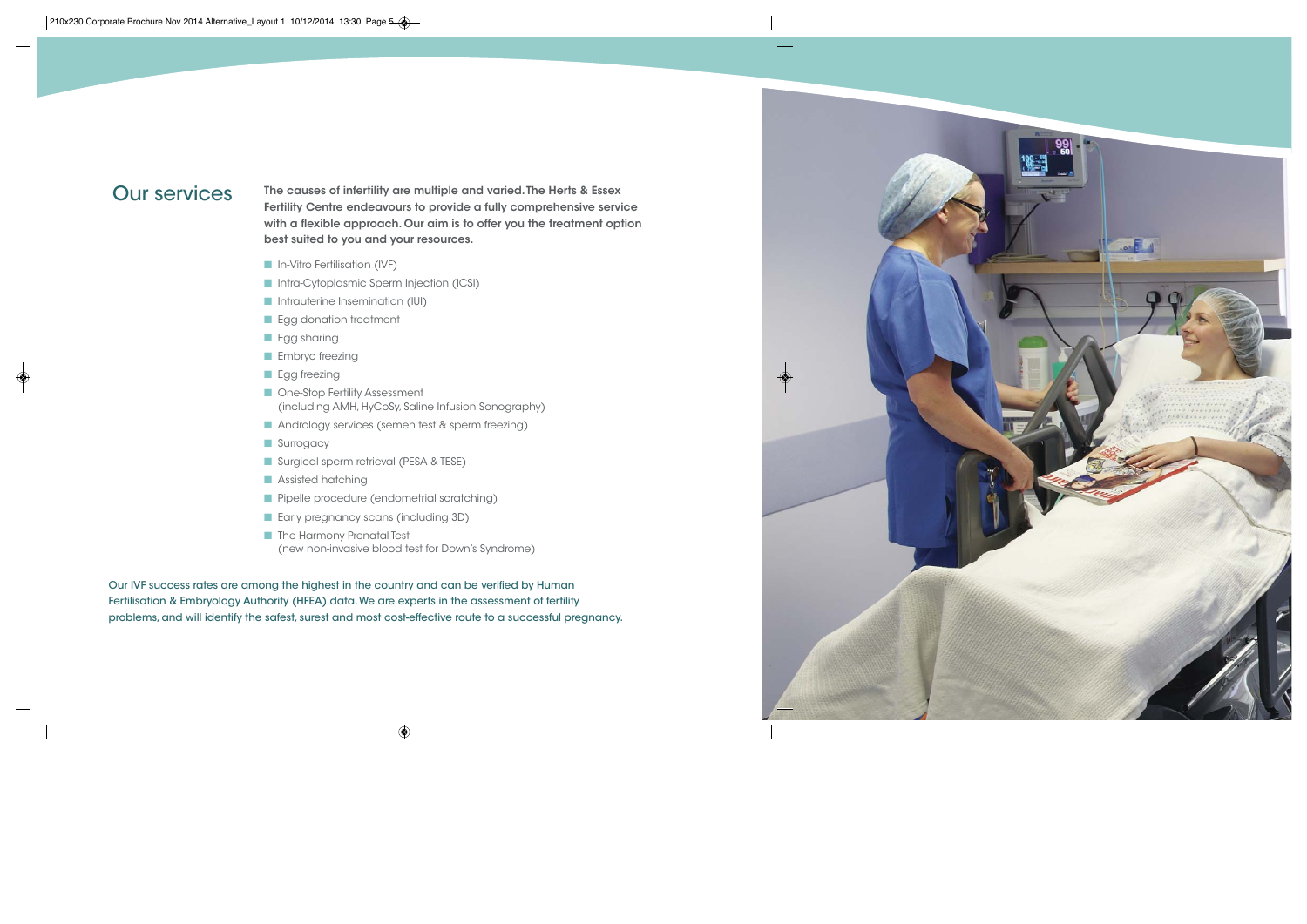## Our services

**The causes of infertility are multiple and varied. The Herts & Essex Fertility Centre endeavours to provide a fully comprehensive service with a flexible approach. Our aim is to offer you the treatment option best suited to you and your resources.**

- In-Vitro Fertilisation (IVF)
- Intra-Cytoplasmic Sperm Injection (ICSI)
- Intrauterine Insemination (IUI)
- Egg donation treatment
- Egg sharing
- Embryo freezing
- Egg freezing
- One-Stop Fertility Assessment (including AMH, HyCoSy, Saline Infusion Sonography)
- Andrology services (semen test & sperm freezing)
- Surrogacy
- Surgical sperm retrieval (PESA & TESE)
- Assisted hatching
- Pipelle procedure (endometrial scratching)
- Early pregnancy scans (including 3D)
- The Harmony Prenatal Test (new non-invasive blood test for Down's Syndrome)

Our IVF success rates are among the highest in the country and can be verified by Human Fertilisation & Embryology Authority (HFEA) data. We are experts in the assessment of fertility problems, and will identify the safest, surest and most cost-effective route to a successful pregnancy.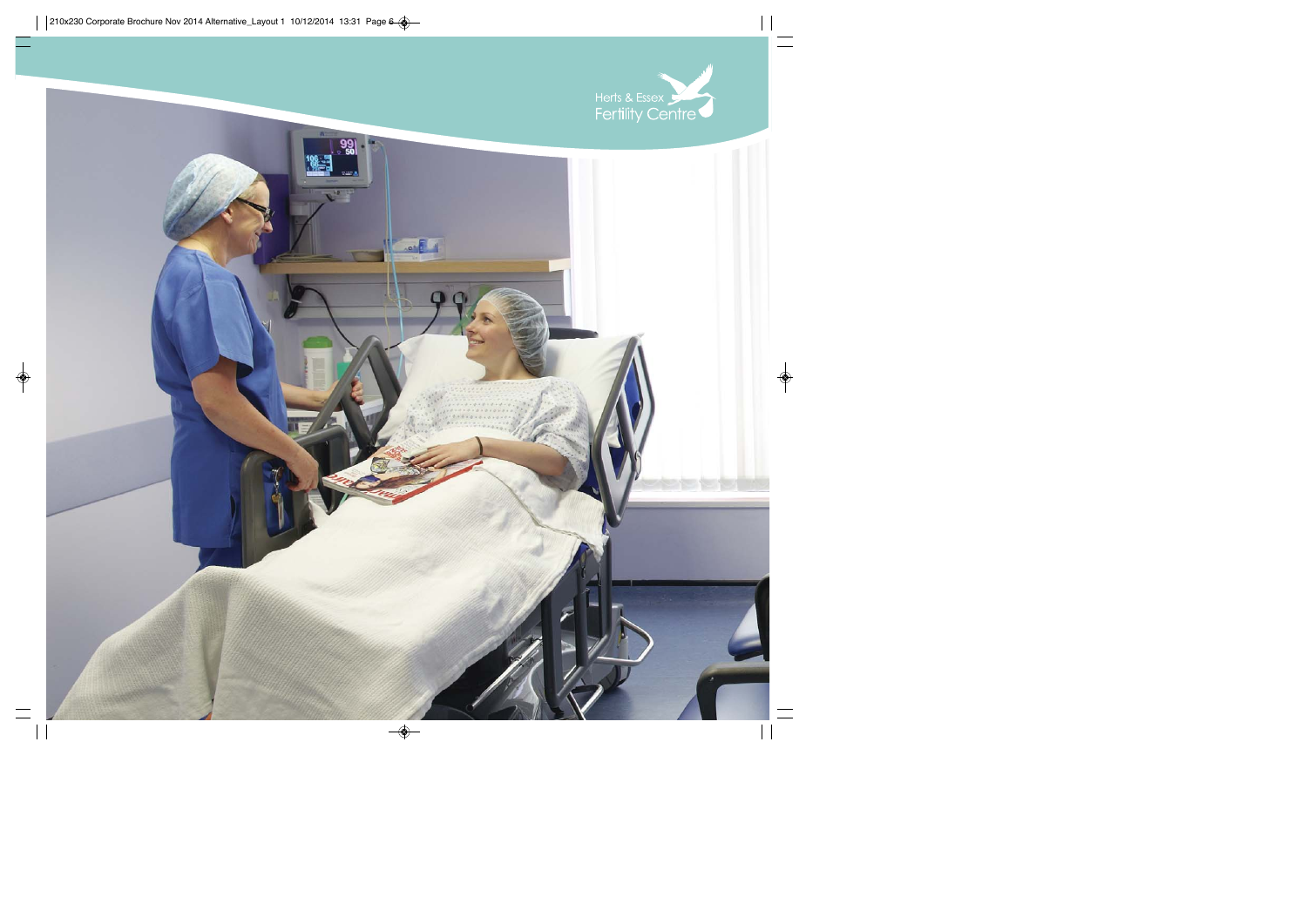Herts & Essex
Fertility Centre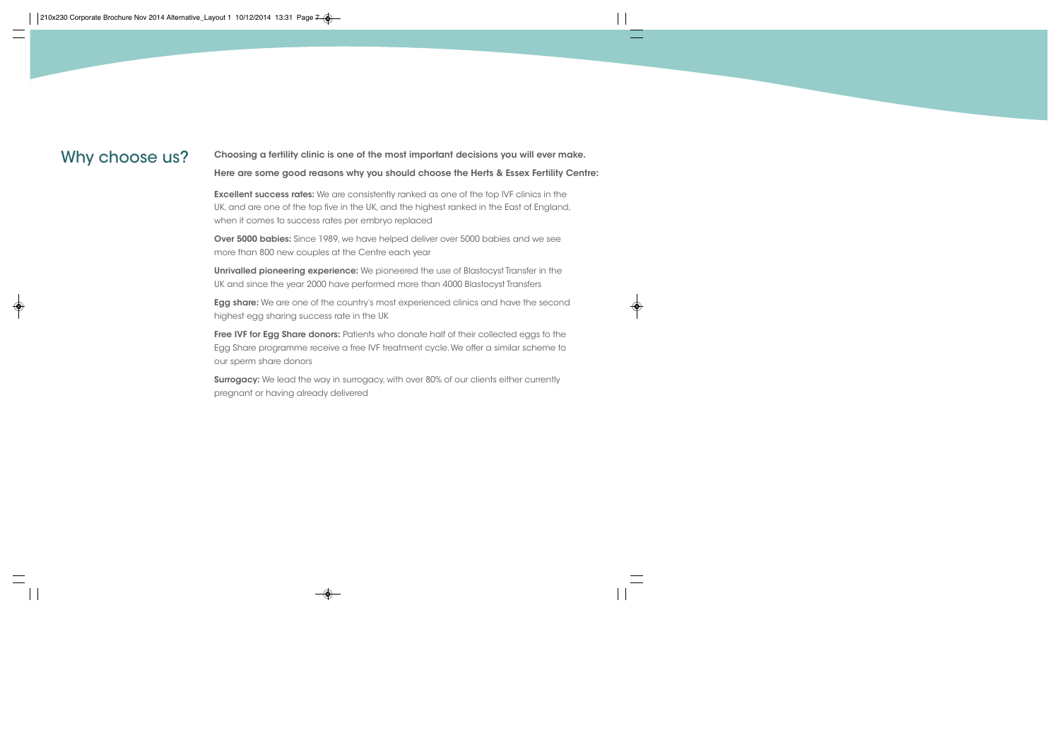## Why choose us?

**Choosing a fertility clinic is one of the most important decisions you will ever make.**

**Here are some good reasons why you should choose the Herts & Essex Fertility Centre:**

**Excellent success rates:** We are consistently ranked as one of the top IVF clinics in the UK, and are one of the top five in the UK, and the highest ranked in the East of England, when it comes to success rates per embryo replaced

**Over 5000 babies:** Since 1989, we have helped deliver over 5000 babies and we see more than 800 new couples at the Centre each year

**Unrivalled pioneering experience:** We pioneered the use of Blastocyst Transfer in the UK and since the year 2000 have performed more than 4000 Blastocyst Transfers

**Egg share:** We are one of the country's most experienced clinics and have the second highest egg sharing success rate in the UK

**Free IVF for Egg Share donors:** Patients who donate half of their collected eggs to the Egg Share programme receive a free IVF treatment cycle. We offer a similar scheme to our sperm share donors

**Surrogacy:** We lead the way in surrogacy, with over 80% of our clients either currently pregnant or having already delivered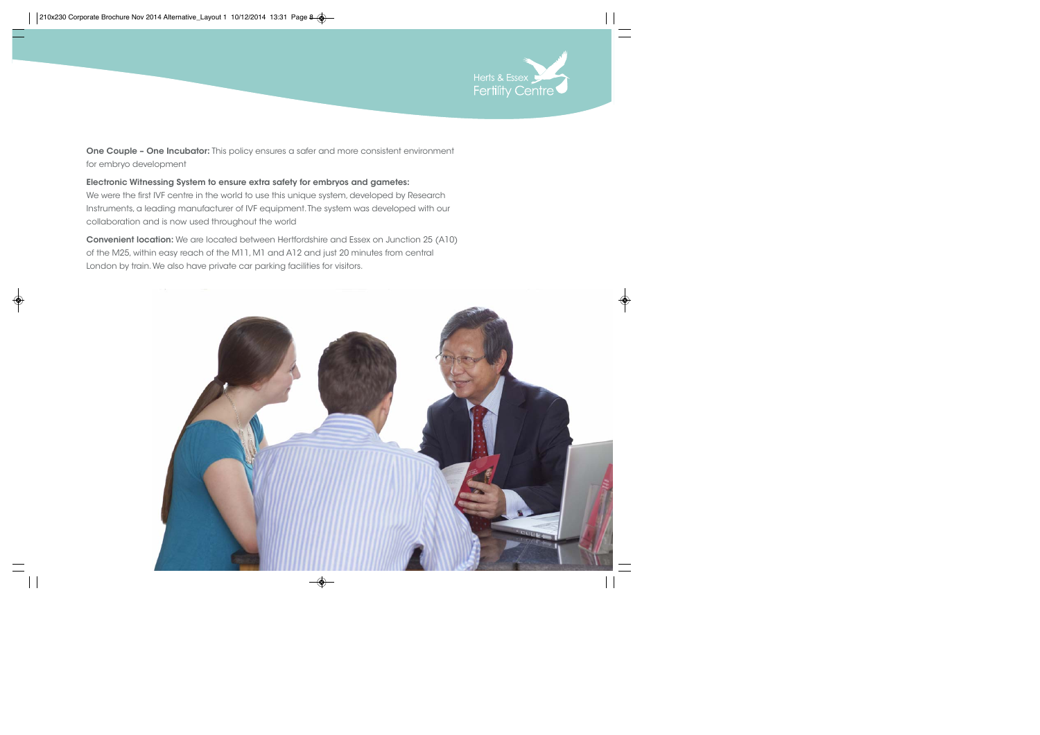**One Couple – One Incubator:** This policy ensures a safer and more consistent environment for embryo development

**Electronic Witnessing System to ensure extra safety for embryos and gametes:**
We were the first IVF centre in the world to use this unique system, developed by Research Instruments, a leading manufacturer of IVF equipment. The system was developed with our collaboration and is now used throughout the world

**Convenient location:** We are located between Hertfordshire and Essex on Junction 25 (A10) of the M25, within easy reach of the M11, M1 and A12 and just 20 minutes from central London by train. We also have private car parking facilities for visitors.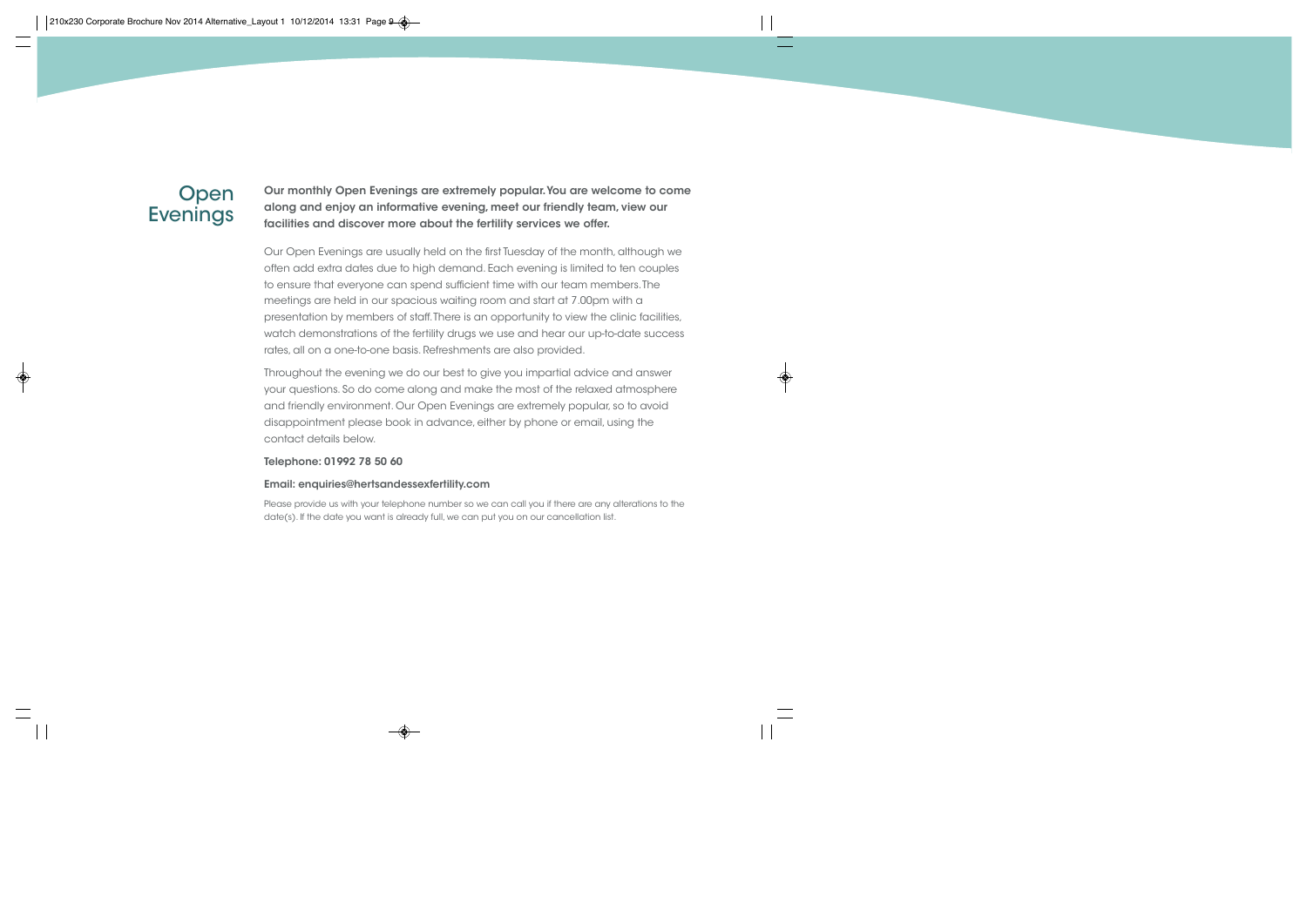# Open Evenings

**Our monthly Open Evenings are extremely popular. You are welcome to come along and enjoy an informative evening, meet our friendly team, view our facilities and discover more about the fertility services we offer.**

Our Open Evenings are usually held on the first Tuesday of the month, although we often add extra dates due to high demand. Each evening is limited to ten couples to ensure that everyone can spend sufficient time with our team members. The meetings are held in our spacious waiting room and start at 7.00pm with a presentation by members of staff. There is an opportunity to view the clinic facilities, watch demonstrations of the fertility drugs we use and hear our up-to-date success rates, all on a one-to-one basis. Refreshments are also provided.

Throughout the evening we do our best to give you impartial advice and answer your questions. So do come along and make the most of the relaxed atmosphere and friendly environment. Our Open Evenings are extremely popular, so to avoid disappointment please book in advance, either by phone or email, using the contact details below.

**Telephone: 01992 78 50 60**

**Email: enquiries@hertsandessexfertility.com**

Please provide us with your telephone number so we can call you if there are any alterations to the date(s). If the date you want is already full, we can put you on our cancellation list.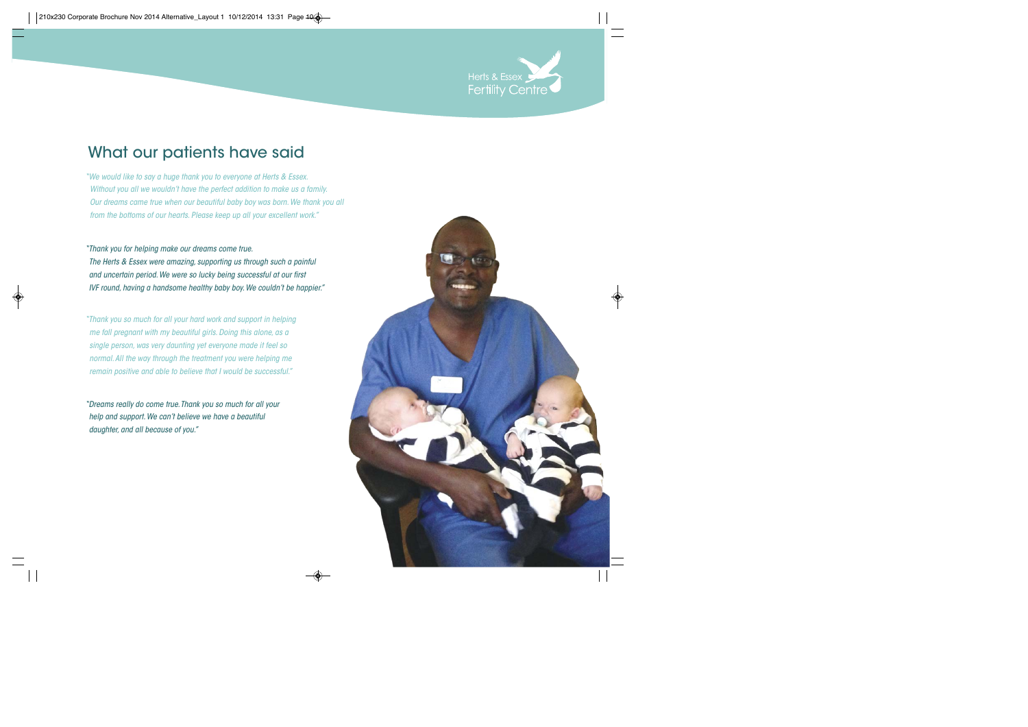## What our patients have said

*"We would like to say a huge thank you to everyone at Herts & Essex. Without you all we wouldn't have the perfect addition to make us a family. Our dreams came true when our beautiful baby boy was born. We thank you all from the bottoms of our hearts. Please keep up all your excellent work."*

*"Thank you for helping make our dreams come true. The Herts & Essex were amazing, supporting us through such a painful and uncertain period. We were so lucky being successful at our first IVF round, having a handsome healthy baby boy. We couldn't be happier."*

*"Thank you so much for all your hard work and support in helping me fall pregnant with my beautiful girls. Doing this alone, as a single person, was very daunting yet everyone made it feel so normal. All the way through the treatment you were helping me remain positive and able to believe that I would be successful."*

*"Dreams really do come true. Thank you so much for all your help and support. We can't believe we have a beautiful daughter, and all because of you."*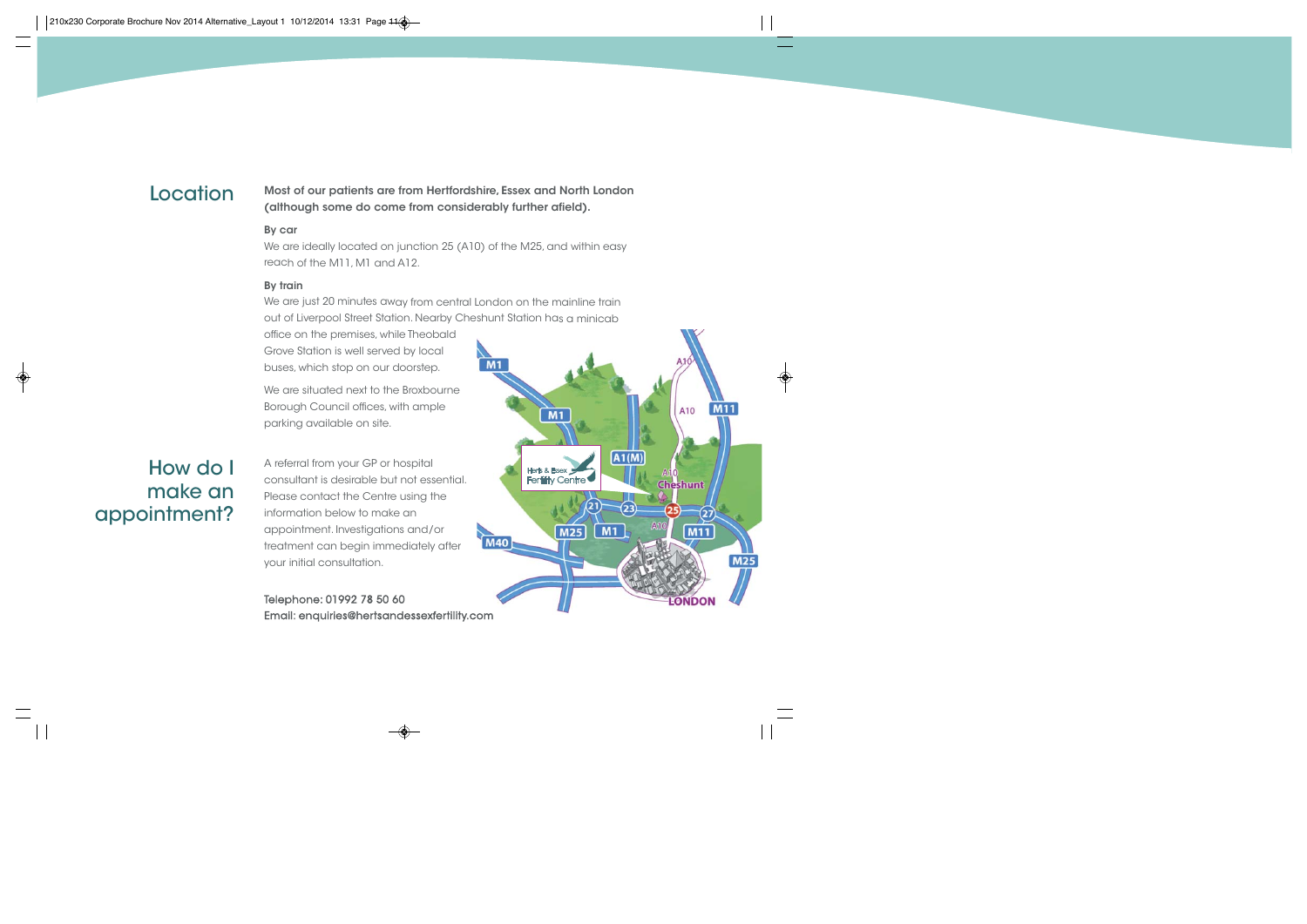## Location

**Most of our patients are from Hertfordshire, Essex and North London (although some do come from considerably further afield).**

**By car**

We are ideally located on junction 25 (A10) of the M25, and within easy reach of the M11, M1 and A12.

**By train**

We are just 20 minutes away from central London on the mainline train out of Liverpool Street Station. Nearby Cheshunt Station has a minicab office on the premises, while Theobald Grove Station is well served by local buses, which stop on our doorstep.

We are situated next to the Broxbourne Borough Council offices, with ample parking available on site.

## How do I make an appointment?

A referral from your GP or hospital consultant is desirable but not essential. Please contact the Centre using the information below to make an appointment. Investigations and/or treatment can begin immediately after your initial consultation.

**Telephone: 01992 78 50 60**
**Email: enquiries@hertsandessexfertility.com**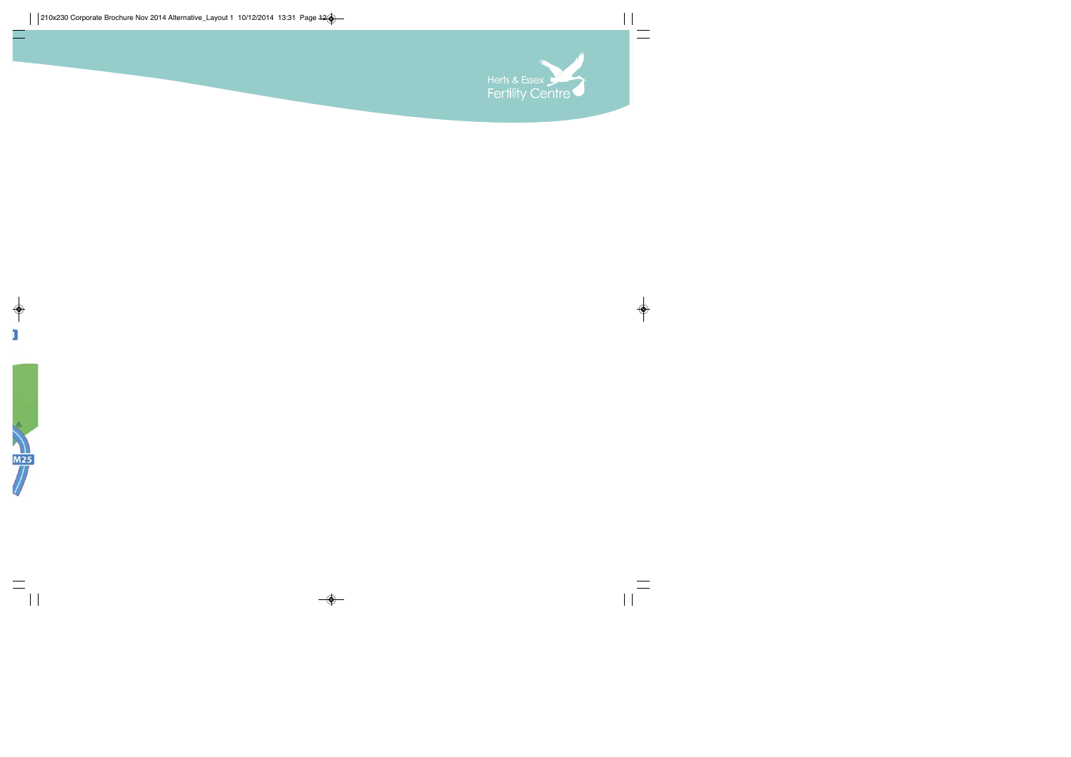Herts & Essex
Fertility Centre

M25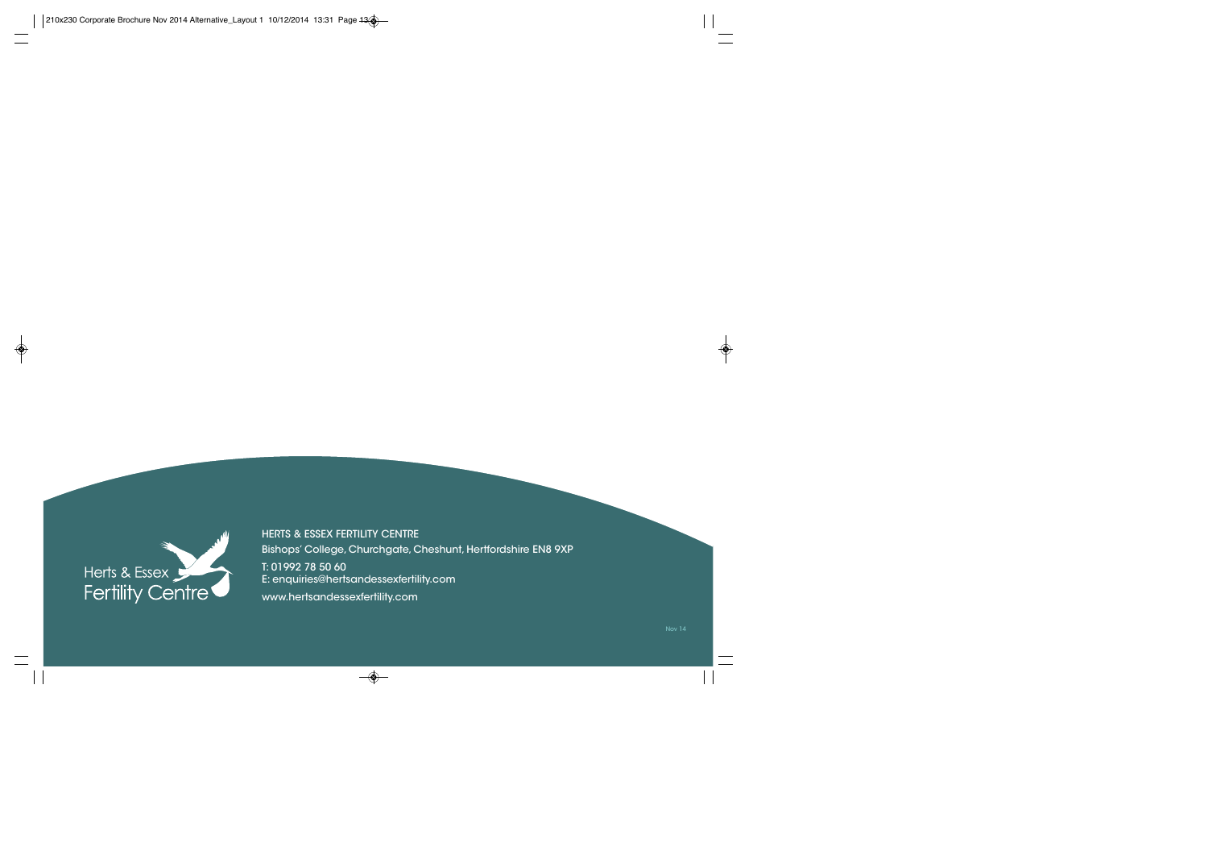Herts & Essex
Fertility Centre

HERTS & ESSEX FERTILITY CENTRE

Bishops' College, Churchgate, Cheshunt, Hertfordshire EN8 9XP

T: 01992 78 50 60

E: enquiries@hertsandessexfertility.com

www.hertsandessexfertility.com

Nov 14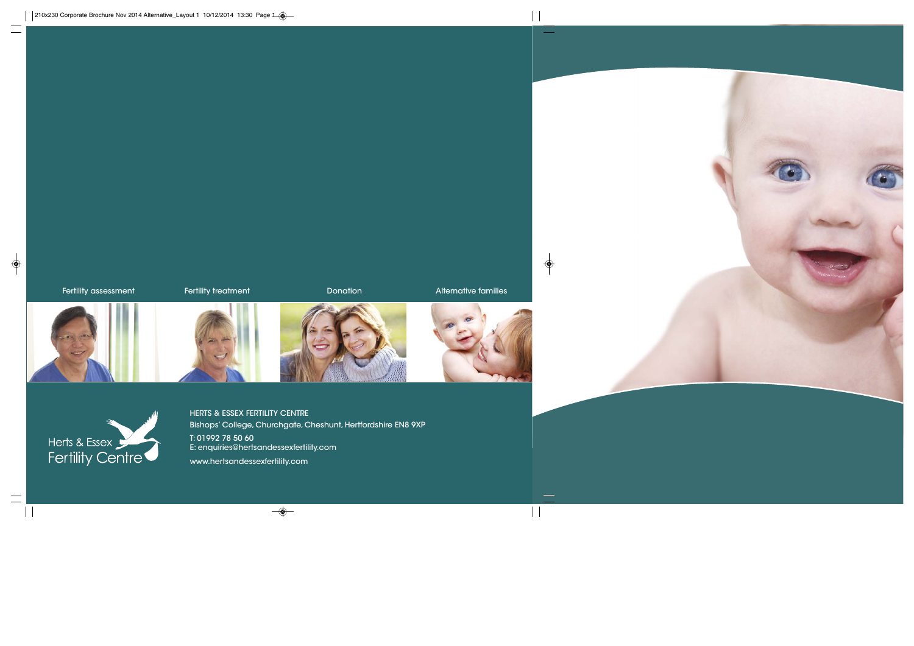Fertility assessment

Fertility treatment

Donation

Alternative families

Herts & Essex Fertility Centre

HERTS & ESSEX FERTILITY CENTRE

Bishops' College, Churchgate, Cheshunt, Hertfordshire EN8 9XP

T: 01992 78 50 60

E: enquiries@hertsandessexfertility.com

www.hertsandessexfertility.com